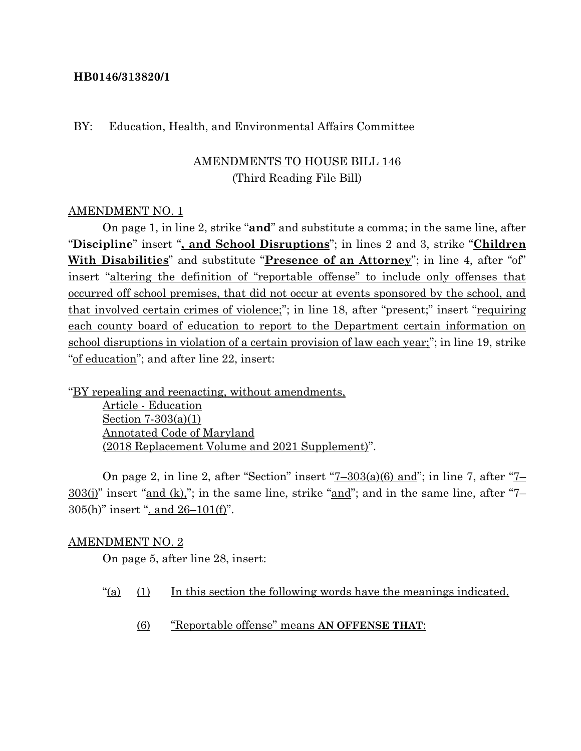**HB0146/313820/1**

BY: Education, Health, and Environmental Affairs Committee

<u>AMENDMENTS TO HOUSE BILL 146</u>
(Third Reading File Bill)

<u>AMENDMENT NO. 1</u>

On page 1, in line 2, strike "**and**" and substitute a comma; in the same line, after "**Discipline**" insert "<u>**, and School Disruptions**</u>"; in lines 2 and 3, strike "**<u>Children With Disabilities</u>**" and substitute "**<u>Presence of an Attorney</u>**"; in line 4, after "of" insert "<u>altering the definition of "reportable offense" to include only offenses that occurred off school premises, that did not occur at events sponsored by the school, and that involved certain crimes of violence;</u>"; in line 18, after "present;" insert "<u>requiring each county board of education to report to the Department certain information on school disruptions in violation of a certain provision of law each year;</u>"; in line 19, strike "<u>of education</u>"; and after line 22, insert:

"<u>BY repealing and reenacting, without amendments,</u>
<u>Article - Education</u>
<u>Section 7-303(a)(1)</u>
<u>Annotated Code of Maryland</u>
<u>(2018 Replacement Volume and 2021 Supplement)</u>".

On page 2, in line 2, after "Section" insert "<u>7–303(a)(6) and</u>"; in line 7, after "<u>7–303(j)</u>" insert "<u>and (k),</u>"; in the same line, strike "<u>and</u>"; and in the same line, after "7–305(h)" insert "<u>, and 26–101(f)</u>".

<u>AMENDMENT NO. 2</u>

On page 5, after line 28, insert:

"<u>(a)</u> <u>(1)</u> <u>In this section the following words have the meanings indicated.</u>

<u>(6)</u> <u>"Reportable offense" means</u> **<u>AN OFFENSE THAT</u>**: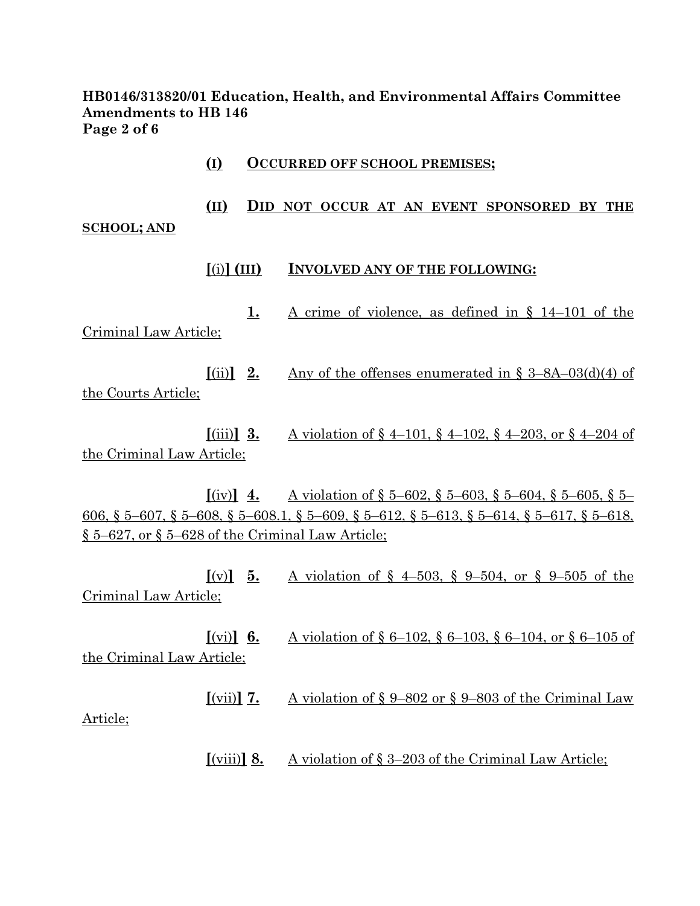**HB0146/313820/01 Education, Health, and Environmental Affairs Committee Amendments to HB 146**
**Page 2 of 6**

(I) OCCURRED OFF SCHOOL PREMISES;

(II) DID NOT OCCUR AT AN EVENT SPONSORED BY THE SCHOOL; AND

[(i)] (III) INVOLVED ANY OF THE FOLLOWING:

1. A crime of violence, as defined in § 14–101 of the Criminal Law Article;

[(ii)] 2. Any of the offenses enumerated in § 3–8A–03(d)(4) of the Courts Article;

[(iii)] 3. A violation of § 4–101, § 4–102, § 4–203, or § 4–204 of the Criminal Law Article;

[(iv)] 4. A violation of § 5–602, § 5–603, § 5–604, § 5–605, § 5–606, § 5–607, § 5–608, § 5–608.1, § 5–609, § 5–612, § 5–613, § 5–614, § 5–617, § 5–618, § 5–627, or § 5–628 of the Criminal Law Article;

[(v)] 5. A violation of § 4–503, § 9–504, or § 9–505 of the Criminal Law Article;

[(vi)] 6. A violation of § 6–102, § 6–103, § 6–104, or § 6–105 of the Criminal Law Article;

[(vii)] 7. A violation of § 9–802 or § 9–803 of the Criminal Law Article;

[(viii)] 8. A violation of § 3–203 of the Criminal Law Article;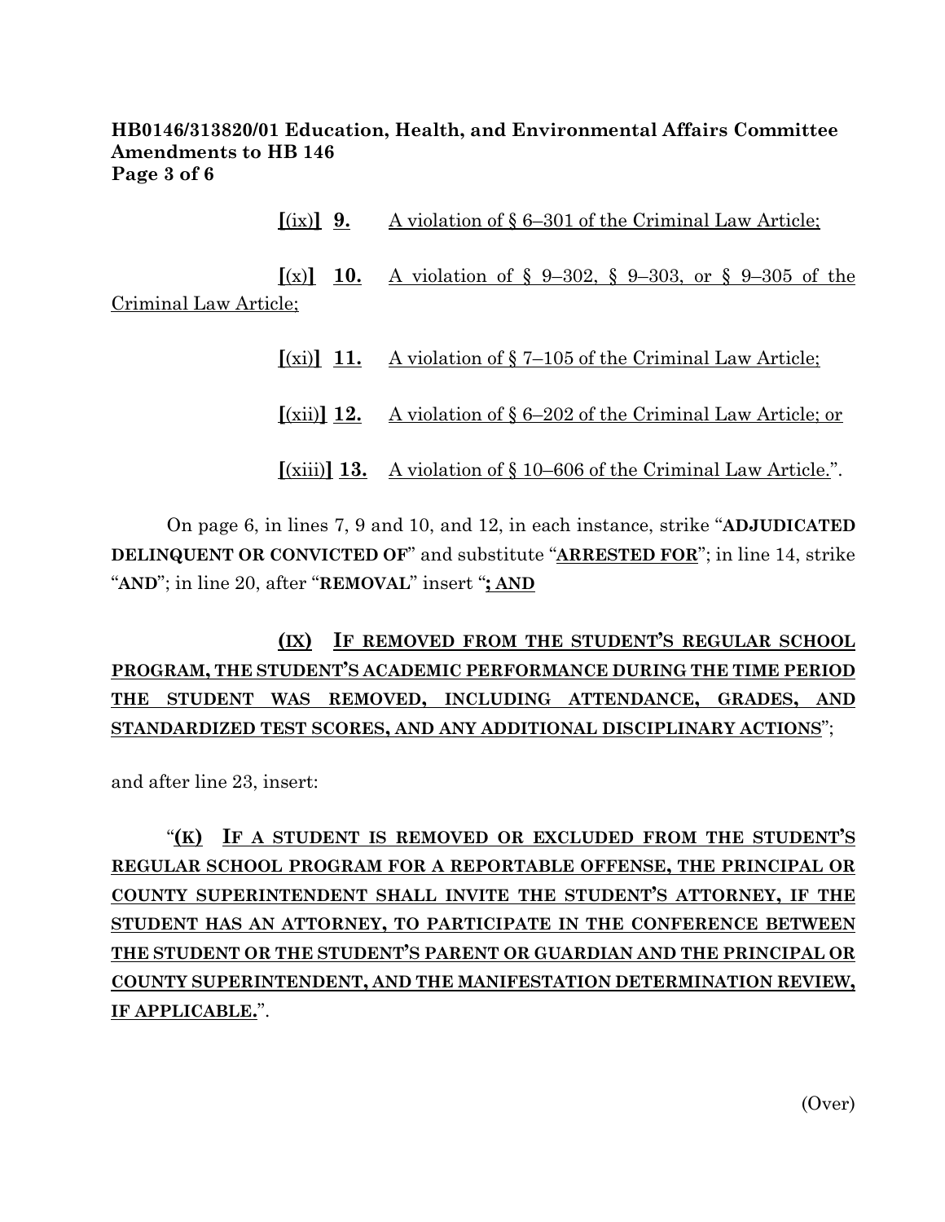**HB0146/313820/01 Education, Health, and Environmental Affairs Committee Amendments to HB 146**

[(ix)] **9.** A violation of § 6–301 of the Criminal Law Article;

[(x)] **10.** A violation of § 9–302, § 9–303, or § 9–305 of the Criminal Law Article;

[(xi)] **11.** A violation of § 7–105 of the Criminal Law Article;

[(xii)] **12.** A violation of § 6–202 of the Criminal Law Article; or

[(xiii)] **13.** A violation of § 10–606 of the Criminal Law Article.".

On page 6, in lines 7, 9 and 10, and 12, in each instance, strike "**ADJUDICATED DELINQUENT OR CONVICTED OF**" and substitute "**ARRESTED FOR**"; in line 14, strike "**AND**"; in line 20, after "**REMOVAL**" insert "**; AND**

**(IX) IF REMOVED FROM THE STUDENT'S REGULAR SCHOOL PROGRAM, THE STUDENT'S ACADEMIC PERFORMANCE DURING THE TIME PERIOD THE STUDENT WAS REMOVED, INCLUDING ATTENDANCE, GRADES, AND STANDARDIZED TEST SCORES, AND ANY ADDITIONAL DISCIPLINARY ACTIONS**";

and after line 23, insert:

"**(K) IF A STUDENT IS REMOVED OR EXCLUDED FROM THE STUDENT'S REGULAR SCHOOL PROGRAM FOR A REPORTABLE OFFENSE, THE PRINCIPAL OR COUNTY SUPERINTENDENT SHALL INVITE THE STUDENT'S ATTORNEY, IF THE STUDENT HAS AN ATTORNEY, TO PARTICIPATE IN THE CONFERENCE BETWEEN THE STUDENT OR THE STUDENT'S PARENT OR GUARDIAN AND THE PRINCIPAL OR COUNTY SUPERINTENDENT, AND THE MANIFESTATION DETERMINATION REVIEW, IF APPLICABLE.**".

(Over)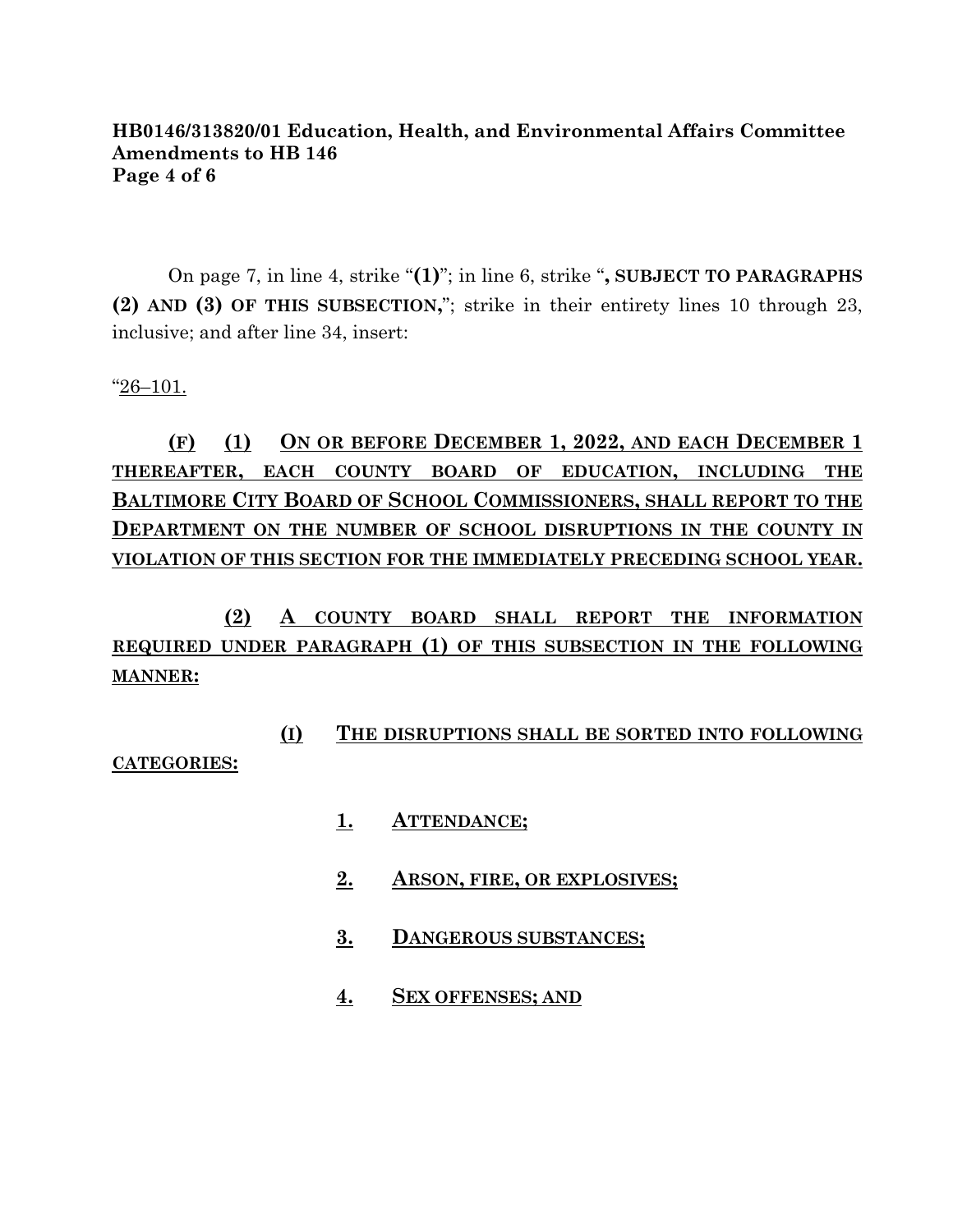**HB0146/313820/01 Education, Health, and Environmental Affairs Committee**
**Amendments to HB 146**

On page 7, in line 4, strike "**(1)**"; in line 6, strike "**, SUBJECT TO PARAGRAPHS (2) AND (3) OF THIS SUBSECTION,**"; strike in their entirety lines 10 through 23, inclusive; and after line 34, insert:

"<u>26–101.</u>

**<u>(F)</u>** **<u>(1)</u>** **<u>ON OR BEFORE DECEMBER 1, 2022, AND EACH DECEMBER 1 THEREAFTER, EACH COUNTY BOARD OF EDUCATION, INCLUDING THE BALTIMORE CITY BOARD OF SCHOOL COMMISSIONERS, SHALL REPORT TO THE DEPARTMENT ON THE NUMBER OF SCHOOL DISRUPTIONS IN THE COUNTY IN VIOLATION OF THIS SECTION FOR THE IMMEDIATELY PRECEDING SCHOOL YEAR.</u>**

**<u>(2)</u>** **<u>A COUNTY BOARD SHALL REPORT THE INFORMATION REQUIRED UNDER PARAGRAPH (1) OF THIS SUBSECTION IN THE FOLLOWING MANNER:</u>**

**<u>(I)</u>** **<u>THE DISRUPTIONS SHALL BE SORTED INTO FOLLOWING CATEGORIES:</u>**

**<u>1.</u>** **<u>ATTENDANCE;</u>**

**<u>2.</u>** **<u>ARSON, FIRE, OR EXPLOSIVES;</u>**

**<u>3.</u>** **<u>DANGEROUS SUBSTANCES;</u>**

**<u>4.</u>** **<u>SEX OFFENSES; AND</u>**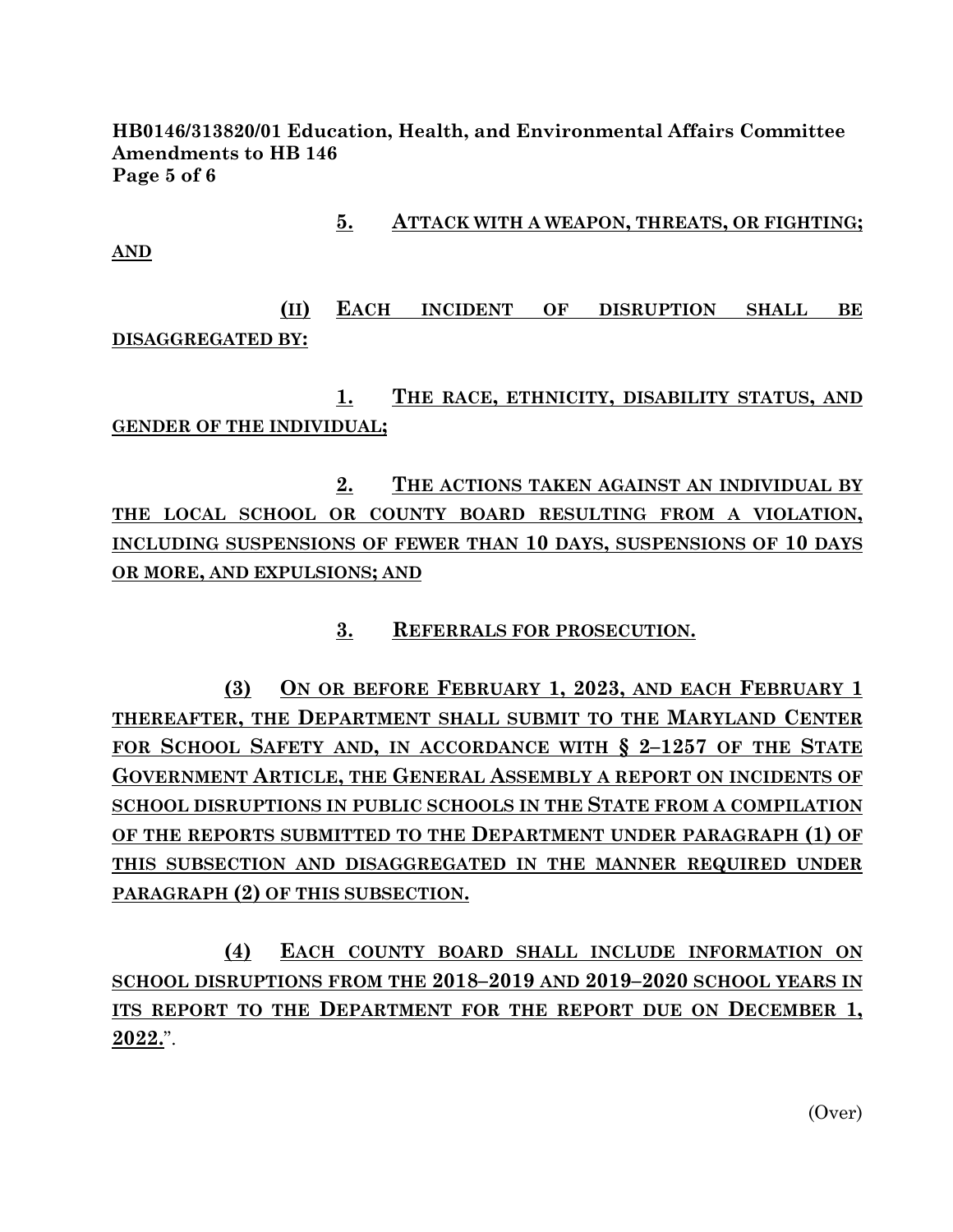5. ATTACK WITH A WEAPON, THREATS, OR FIGHTING; AND

(II) EACH INCIDENT OF DISRUPTION SHALL BE DISAGGREGATED BY:

1. THE RACE, ETHNICITY, DISABILITY STATUS, AND GENDER OF THE INDIVIDUAL;

2. THE ACTIONS TAKEN AGAINST AN INDIVIDUAL BY THE LOCAL SCHOOL OR COUNTY BOARD RESULTING FROM A VIOLATION, INCLUDING SUSPENSIONS OF FEWER THAN 10 DAYS, SUSPENSIONS OF 10 DAYS OR MORE, AND EXPULSIONS; AND

3. REFERRALS FOR PROSECUTION.

**(3) ON OR BEFORE FEBRUARY 1, 2023, AND EACH FEBRUARY 1 THEREAFTER, THE DEPARTMENT SHALL SUBMIT TO THE MARYLAND CENTER FOR SCHOOL SAFETY AND, IN ACCORDANCE WITH § 2–1257 OF THE STATE GOVERNMENT ARTICLE, THE GENERAL ASSEMBLY A REPORT ON INCIDENTS OF SCHOOL DISRUPTIONS IN PUBLIC SCHOOLS IN THE STATE FROM A COMPILATION OF THE REPORTS SUBMITTED TO THE DEPARTMENT UNDER PARAGRAPH (1) OF THIS SUBSECTION AND DISAGGREGATED IN THE MANNER REQUIRED UNDER PARAGRAPH (2) OF THIS SUBSECTION.**

**(4) EACH COUNTY BOARD SHALL INCLUDE INFORMATION ON SCHOOL DISRUPTIONS FROM THE 2018–2019 AND 2019–2020 SCHOOL YEARS IN ITS REPORT TO THE DEPARTMENT FOR THE REPORT DUE ON DECEMBER 1, 2022.**".

(Over)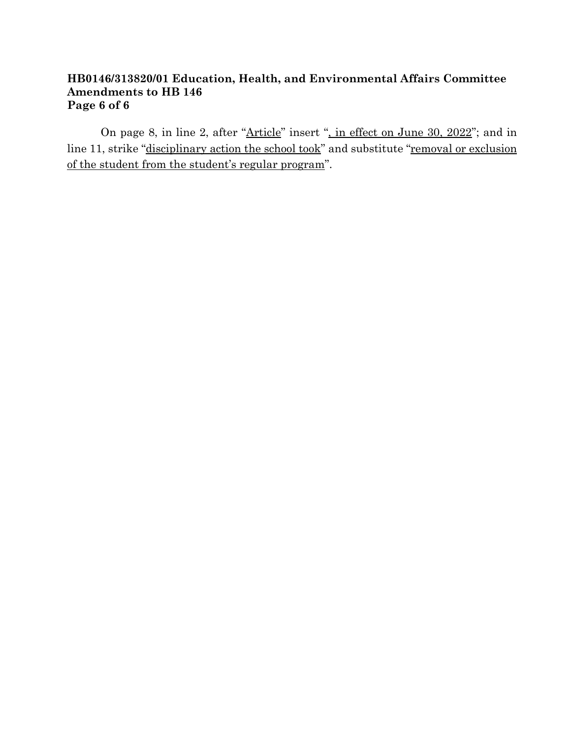**HB0146/313820/01 Education, Health, and Environmental Affairs Committee Amendments to HB 146**

On page 8, in line 2, after "<u>Article</u>" insert "<u>, in effect on June 30, 2022</u>"; and in line 11, strike "<u>disciplinary action the school took</u>" and substitute "<u>removal or exclusion of the student from the student's regular program</u>".